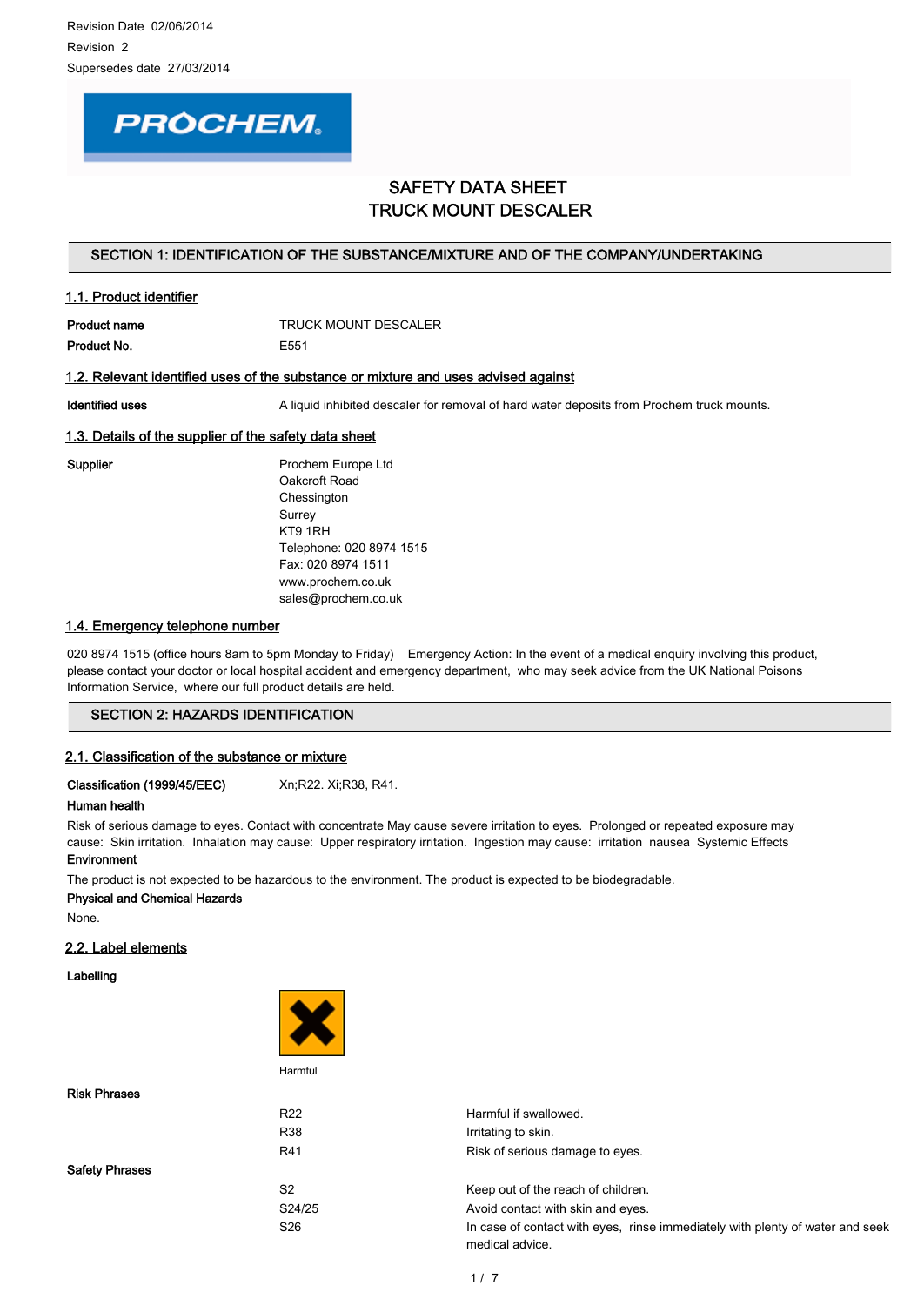Revision Date 02/06/2014

Revision 2

Supersedes date 27/03/2014

# SAFETY DATA SHEET
# TRUCK MOUNT DESCALER

## SECTION 1: IDENTIFICATION OF THE SUBSTANCE/MIXTURE AND OF THE COMPANY/UNDERTAKING

### 1.1. Product identifier

**Product name** TRUCK MOUNT DESCALER

**Product No.** E551

### 1.2. Relevant identified uses of the substance or mixture and uses advised against

**Identified uses** A liquid inhibited descaler for removal of hard water deposits from Prochem truck mounts.

### 1.3. Details of the supplier of the safety data sheet

**Supplier**
Prochem Europe Ltd
Oakcroft Road
Chessington
Surrey
KT9 1RH
Telephone: 020 8974 1515
Fax: 020 8974 1511
www.prochem.co.uk
sales@prochem.co.uk

### 1.4. Emergency telephone number

020 8974 1515 (office hours 8am to 5pm Monday to Friday) Emergency Action: In the event of a medical enquiry involving this product, please contact your doctor or local hospital accident and emergency department, who may seek advice from the UK National Poisons Information Service, where our full product details are held.

## SECTION 2: HAZARDS IDENTIFICATION

### 2.1. Classification of the substance or mixture

**Classification (1999/45/EEC)** Xn;R22. Xi;R38, R41.

**Human health**

Risk of serious damage to eyes. Contact with concentrate May cause severe irritation to eyes. Prolonged or repeated exposure may cause: Skin irritation. Inhalation may cause: Upper respiratory irritation. Ingestion may cause: irritation nausea Systemic Effects

**Environment**

The product is not expected to be hazardous to the environment. The product is expected to be biodegradable.

**Physical and Chemical Hazards**

None.

### 2.2. Label elements

**Labelling**

Harmful

**Risk Phrases**

| | |
|---|---|
| R22 | Harmful if swallowed. |
| R38 | Irritating to skin. |
| R41 | Risk of serious damage to eyes. |

**Safety Phrases**

| | |
|---|---|
| S2 | Keep out of the reach of children. |
| S24/25 | Avoid contact with skin and eyes. |
| S26 | In case of contact with eyes, rinse immediately with plenty of water and seek medical advice. |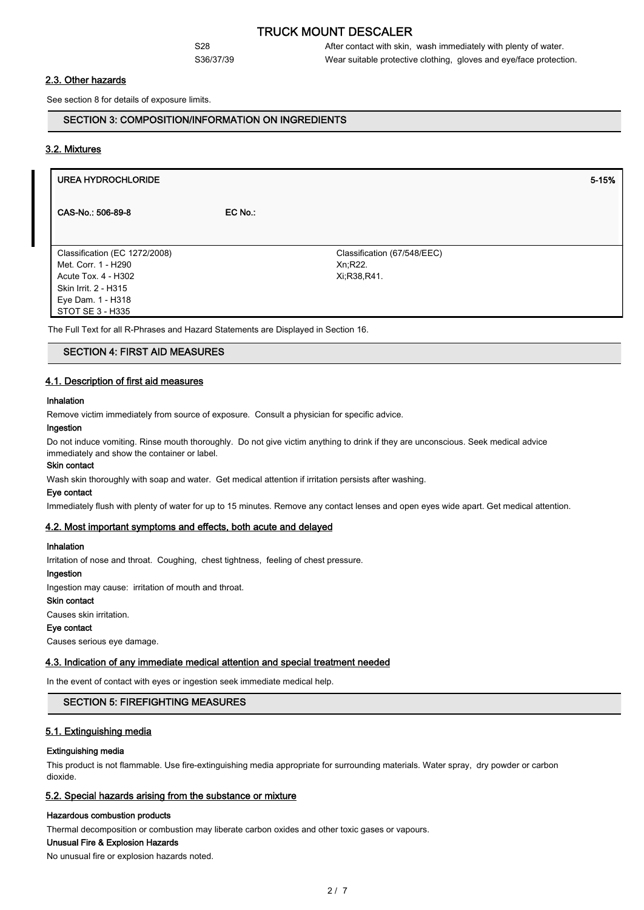| | |
|---|---|
| S28 | After contact with skin, wash immediately with plenty of water. |
| S36/37/39 | Wear suitable protective clothing, gloves and eye/face protection. |

### 2.3. Other hazards

See section 8 for details of exposure limits.

## SECTION 3: COMPOSITION/INFORMATION ON INGREDIENTS

### 3.2. Mixtures

| UREA HYDROCHLORIDE | | 5-15% |
|---|---|---|
| CAS-No.: 506-89-8 | EC No.: | |
| Classification (EC 1272/2008)<br>Met. Corr. 1 - H290<br>Acute Tox. 4 - H302<br>Skin Irrit. 2 - H315<br>Eye Dam. 1 - H318<br>STOT SE 3 - H335 | Classification (67/548/EEC)<br>Xn;R22.<br>Xi;R38,R41. | |

The Full Text for all R-Phrases and Hazard Statements are Displayed in Section 16.

## SECTION 4: FIRST AID MEASURES

### 4.1. Description of first aid measures

**Inhalation**

Remove victim immediately from source of exposure. Consult a physician for specific advice.

**Ingestion**

Do not induce vomiting. Rinse mouth thoroughly. Do not give victim anything to drink if they are unconscious. Seek medical advice immediately and show the container or label.

**Skin contact**

Wash skin thoroughly with soap and water. Get medical attention if irritation persists after washing.

**Eye contact**

Immediately flush with plenty of water for up to 15 minutes. Remove any contact lenses and open eyes wide apart. Get medical attention.

### 4.2. Most important symptoms and effects, both acute and delayed

**Inhalation**

Irritation of nose and throat. Coughing, chest tightness, feeling of chest pressure.

**Ingestion**

Ingestion may cause: irritation of mouth and throat.

**Skin contact**

Causes skin irritation.

**Eye contact**

Causes serious eye damage.

### 4.3. Indication of any immediate medical attention and special treatment needed

In the event of contact with eyes or ingestion seek immediate medical help.

## SECTION 5: FIREFIGHTING MEASURES

### 5.1. Extinguishing media

**Extinguishing media**

This product is not flammable. Use fire-extinguishing media appropriate for surrounding materials. Water spray, dry powder or carbon dioxide.

### 5.2. Special hazards arising from the substance or mixture

**Hazardous combustion products**

Thermal decomposition or combustion may liberate carbon oxides and other toxic gases or vapours.

**Unusual Fire & Explosion Hazards**

No unusual fire or explosion hazards noted.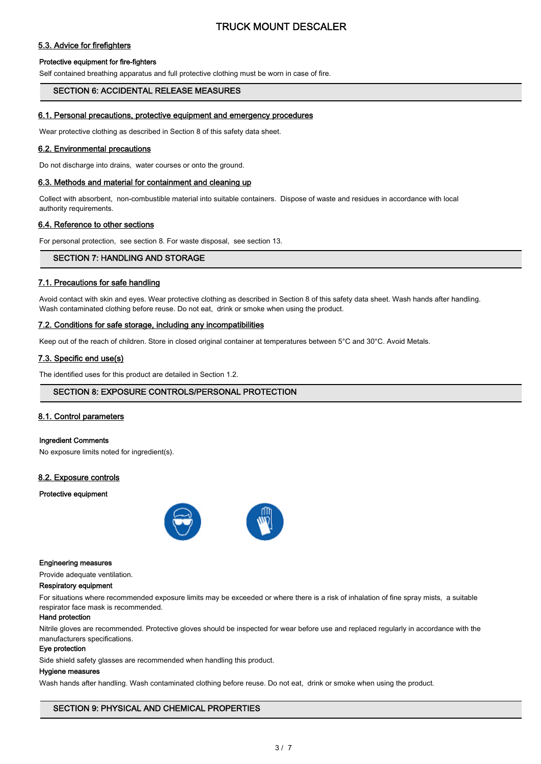### 5.3. Advice for firefighters

**Protective equipment for fire-fighters**

Self contained breathing apparatus and full protective clothing must be worn in case of fire.

## SECTION 6: ACCIDENTAL RELEASE MEASURES

### 6.1. Personal precautions, protective equipment and emergency procedures

Wear protective clothing as described in Section 8 of this safety data sheet.

### 6.2. Environmental precautions

Do not discharge into drains, water courses or onto the ground.

### 6.3. Methods and material for containment and cleaning up

Collect with absorbent, non-combustible material into suitable containers. Dispose of waste and residues in accordance with local authority requirements.

### 6.4. Reference to other sections

For personal protection, see section 8. For waste disposal, see section 13.

## SECTION 7: HANDLING AND STORAGE

### 7.1. Precautions for safe handling

Avoid contact with skin and eyes. Wear protective clothing as described in Section 8 of this safety data sheet. Wash hands after handling. Wash contaminated clothing before reuse. Do not eat, drink or smoke when using the product.

### 7.2. Conditions for safe storage, including any incompatibilities

Keep out of the reach of children. Store in closed original container at temperatures between 5°C and 30°C. Avoid Metals.

### 7.3. Specific end use(s)

The identified uses for this product are detailed in Section 1.2.

## SECTION 8: EXPOSURE CONTROLS/PERSONAL PROTECTION

### 8.1. Control parameters

**Ingredient Comments**

No exposure limits noted for ingredient(s).

### 8.2. Exposure controls

**Protective equipment**

**Engineering measures**

Provide adequate ventilation.

**Respiratory equipment**

For situations where recommended exposure limits may be exceeded or where there is a risk of inhalation of fine spray mists, a suitable respirator face mask is recommended.

**Hand protection**

Nitrile gloves are recommended. Protective gloves should be inspected for wear before use and replaced regularly in accordance with the manufacturers specifications.

**Eye protection**

Side shield safety glasses are recommended when handling this product.

**Hygiene measures**

Wash hands after handling. Wash contaminated clothing before reuse. Do not eat, drink or smoke when using the product.

## SECTION 9: PHYSICAL AND CHEMICAL PROPERTIES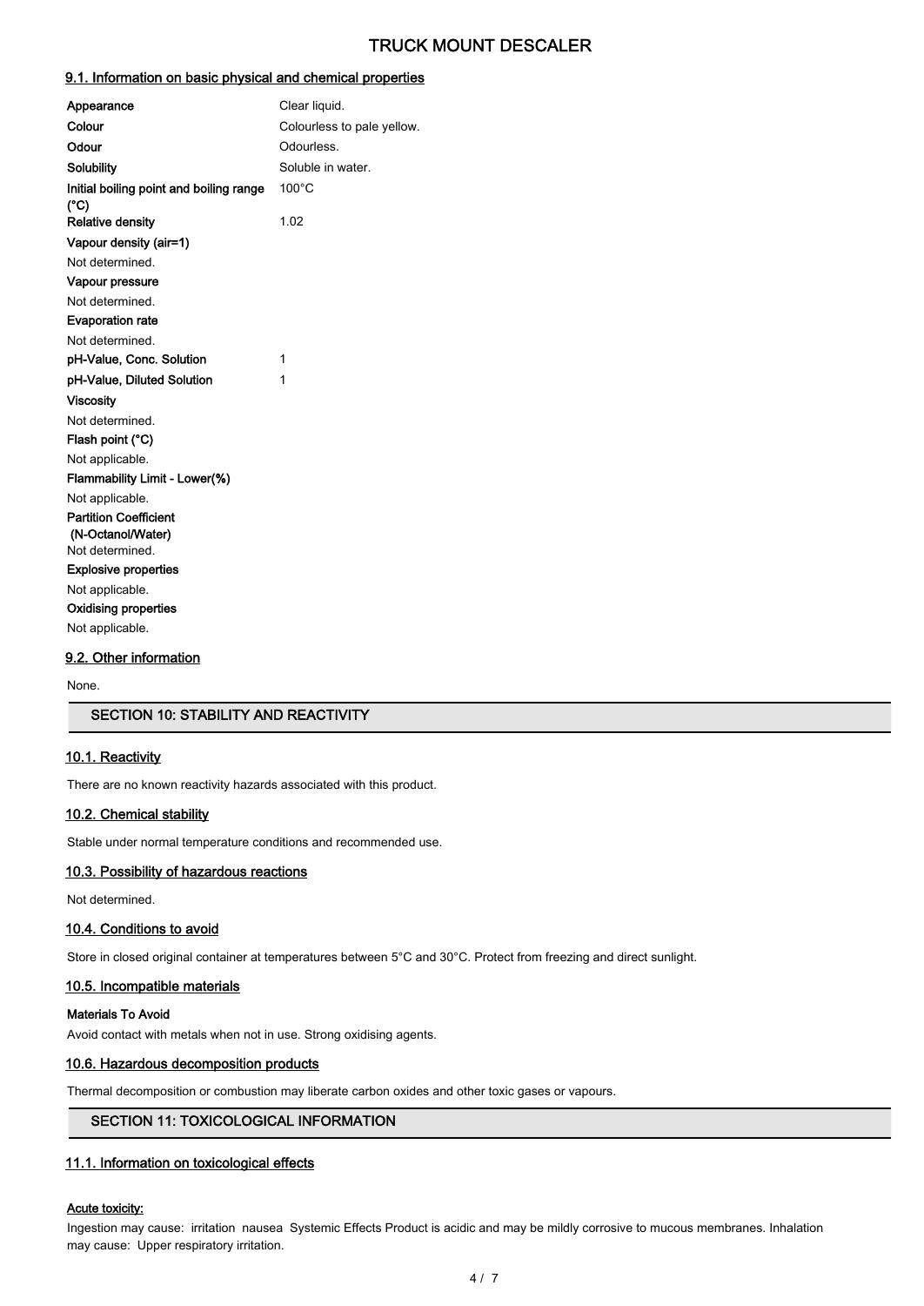# TRUCK MOUNT DESCALER

### 9.1. Information on basic physical and chemical properties

| Property | Value |
|---|---|
| **Appearance** | Clear liquid. |
| **Colour** | Colourless to pale yellow. |
| **Odour** | Odourless. |
| **Solubility** | Soluble in water. |
| **Initial boiling point and boiling range (°C)** | 100°C |
| **Relative density** | 1.02 |

**Vapour density (air=1)**

Not determined.

**Vapour pressure**

Not determined.

**Evaporation rate**

Not determined.

| Property | Value |
|---|---|
| **pH-Value, Conc. Solution** | 1 |
| **pH-Value, Diluted Solution** | 1 |

**Viscosity**

Not determined.

**Flash point (°C)**

Not applicable.

**Flammability Limit - Lower(%)**

Not applicable.

**Partition Coefficient (N-Octanol/Water)**

Not determined.

**Explosive properties**

Not applicable.

**Oxidising properties**

Not applicable.

### 9.2. Other information

None.

## SECTION 10: STABILITY AND REACTIVITY

### 10.1. Reactivity

There are no known reactivity hazards associated with this product.

### 10.2. Chemical stability

Stable under normal temperature conditions and recommended use.

### 10.3. Possibility of hazardous reactions

Not determined.

### 10.4. Conditions to avoid

Store in closed original container at temperatures between 5°C and 30°C. Protect from freezing and direct sunlight.

### 10.5. Incompatible materials

**Materials To Avoid**

Avoid contact with metals when not in use. Strong oxidising agents.

### 10.6. Hazardous decomposition products

Thermal decomposition or combustion may liberate carbon oxides and other toxic gases or vapours.

## SECTION 11: TOXICOLOGICAL INFORMATION

### 11.1. Information on toxicological effects

**Acute toxicity:**

Ingestion may cause: irritation nausea Systemic Effects Product is acidic and may be mildly corrosive to mucous membranes. Inhalation may cause: Upper respiratory irritation.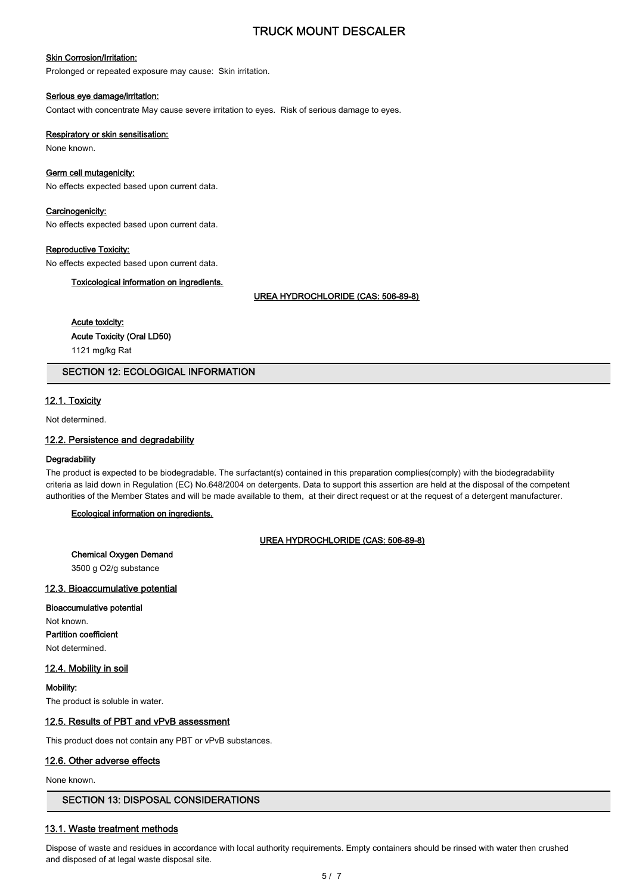**Skin Corrosion/Irritation:**

Prolonged or repeated exposure may cause: Skin irritation.

**Serious eye damage/irritation:**

Contact with concentrate May cause severe irritation to eyes. Risk of serious damage to eyes.

**Respiratory or skin sensitisation:**

None known.

**Germ cell mutagenicity:**

No effects expected based upon current data.

**Carcinogenicity:**

No effects expected based upon current data.

**Reproductive Toxicity:**

No effects expected based upon current data.

**Toxicological information on ingredients.**

**UREA HYDROCHLORIDE (CAS: 506-89-8)**

**Acute toxicity:**

**Acute Toxicity (Oral LD50)**

1121 mg/kg Rat

## SECTION 12: ECOLOGICAL INFORMATION

### 12.1. Toxicity

Not determined.

### 12.2. Persistence and degradability

**Degradability**

The product is expected to be biodegradable. The surfactant(s) contained in this preparation complies(comply) with the biodegradability criteria as laid down in Regulation (EC) No.648/2004 on detergents. Data to support this assertion are held at the disposal of the competent authorities of the Member States and will be made available to them, at their direct request or at the request of a detergent manufacturer.

**Ecological information on ingredients.**

**UREA HYDROCHLORIDE (CAS: 506-89-8)**

**Chemical Oxygen Demand**

3500 g O2/g substance

### 12.3. Bioaccumulative potential

**Bioaccumulative potential**

Not known.

**Partition coefficient**

Not determined.

### 12.4. Mobility in soil

**Mobility:**

The product is soluble in water.

### 12.5. Results of PBT and vPvB assessment

This product does not contain any PBT or vPvB substances.

### 12.6. Other adverse effects

None known.

## SECTION 13: DISPOSAL CONSIDERATIONS

### 13.1. Waste treatment methods

Dispose of waste and residues in accordance with local authority requirements. Empty containers should be rinsed with water then crushed and disposed of at legal waste disposal site.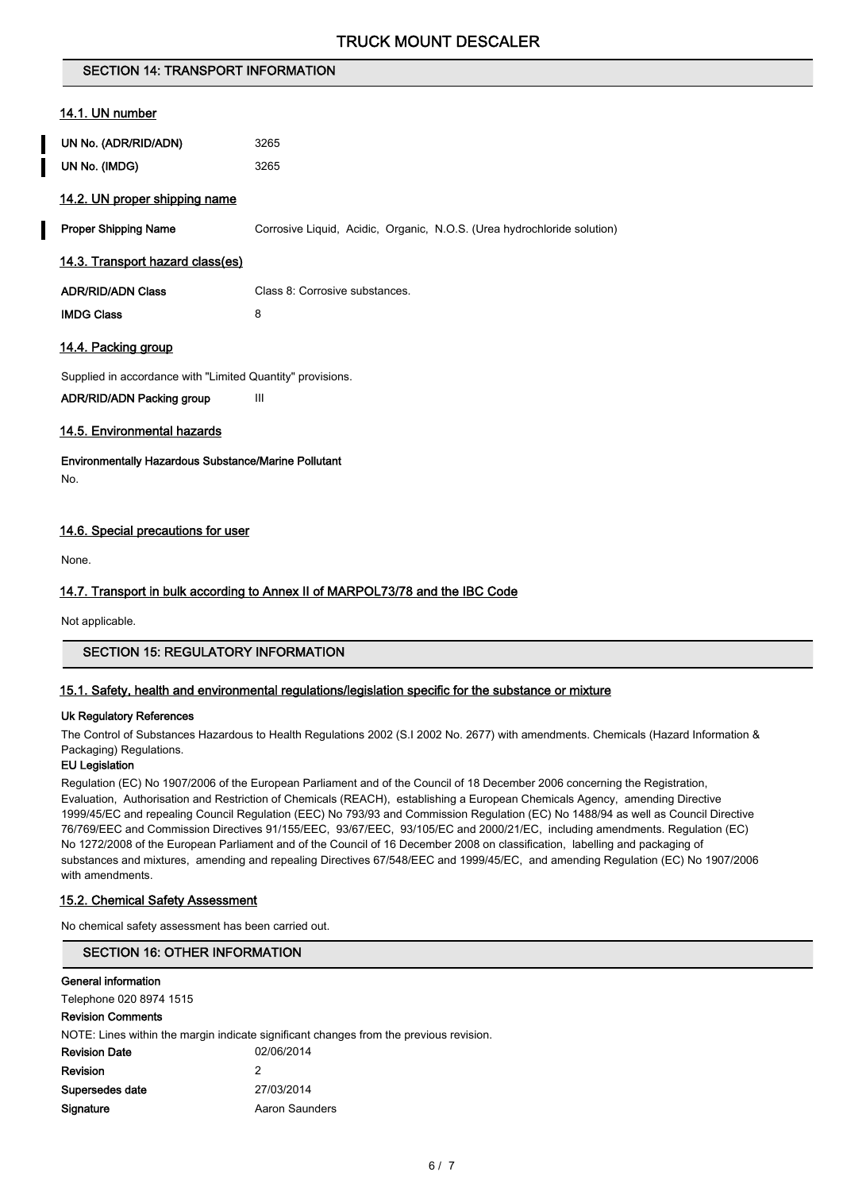## SECTION 14: TRANSPORT INFORMATION

### 14.1. UN number

| | |
|---|---|
| **UN No. (ADR/RID/ADN)** | 3265 |
| **UN No. (IMDG)** | 3265 |

### 14.2. UN proper shipping name

| | |
|---|---|
| **Proper Shipping Name** | Corrosive Liquid, Acidic, Organic, N.O.S. (Urea hydrochloride solution) |

### 14.3. Transport hazard class(es)

| | |
|---|---|
| **ADR/RID/ADN Class** | Class 8: Corrosive substances. |
| **IMDG Class** | 8 |

### 14.4. Packing group

Supplied in accordance with "Limited Quantity" provisions.

| | |
|---|---|
| **ADR/RID/ADN Packing group** | III |

### 14.5. Environmental hazards

**Environmentally Hazardous Substance/Marine Pollutant**

No.

### 14.6. Special precautions for user

None.

### 14.7. Transport in bulk according to Annex II of MARPOL73/78 and the IBC Code

Not applicable.

## SECTION 15: REGULATORY INFORMATION

### 15.1. Safety, health and environmental regulations/legislation specific for the substance or mixture

**Uk Regulatory References**

The Control of Substances Hazardous to Health Regulations 2002 (S.I 2002 No. 2677) with amendments. Chemicals (Hazard Information & Packaging) Regulations.

**EU Legislation**

Regulation (EC) No 1907/2006 of the European Parliament and of the Council of 18 December 2006 concerning the Registration, Evaluation, Authorisation and Restriction of Chemicals (REACH), establishing a European Chemicals Agency, amending Directive 1999/45/EC and repealing Council Regulation (EEC) No 793/93 and Commission Regulation (EC) No 1488/94 as well as Council Directive 76/769/EEC and Commission Directives 91/155/EEC, 93/67/EEC, 93/105/EC and 2000/21/EC, including amendments. Regulation (EC) No 1272/2008 of the European Parliament and of the Council of 16 December 2008 on classification, labelling and packaging of substances and mixtures, amending and repealing Directives 67/548/EEC and 1999/45/EC, and amending Regulation (EC) No 1907/2006 with amendments.

### 15.2. Chemical Safety Assessment

No chemical safety assessment has been carried out.

## SECTION 16: OTHER INFORMATION

**General information**

Telephone 020 8974 1515

**Revision Comments**

NOTE: Lines within the margin indicate significant changes from the previous revision.

| | |
|---|---|
| **Revision Date** | 02/06/2014 |
| **Revision** | 2 |
| **Supersedes date** | 27/03/2014 |
| **Signature** | Aaron Saunders |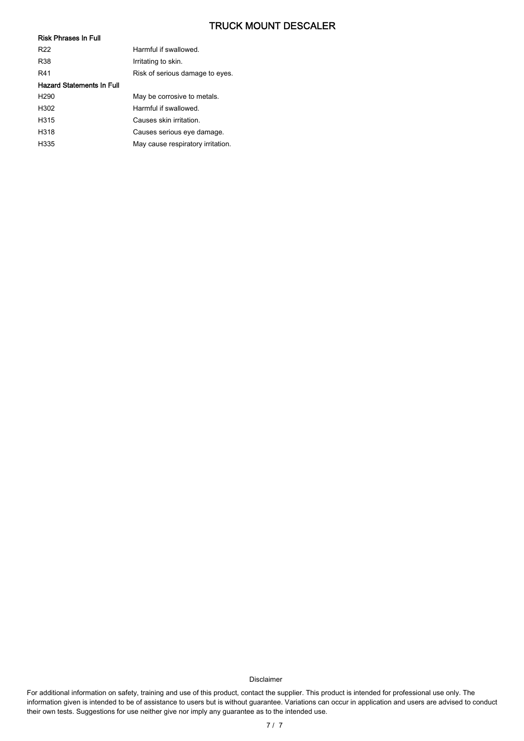# TRUCK MOUNT DESCALER

**Risk Phrases In Full**

| | |
|---|---|
| R22 | Harmful if swallowed. |
| R38 | Irritating to skin. |
| R41 | Risk of serious damage to eyes. |

**Hazard Statements In Full**

| | |
|---|---|
| H290 | May be corrosive to metals. |
| H302 | Harmful if swallowed. |
| H315 | Causes skin irritation. |
| H318 | Causes serious eye damage. |
| H335 | May cause respiratory irritation. |

Disclaimer

For additional information on safety, training and use of this product, contact the supplier. This product is intended for professional use only. The information given is intended to be of assistance to users but is without guarantee. Variations can occur in application and users are advised to conduct their own tests. Suggestions for use neither give nor imply any guarantee as to the intended use.